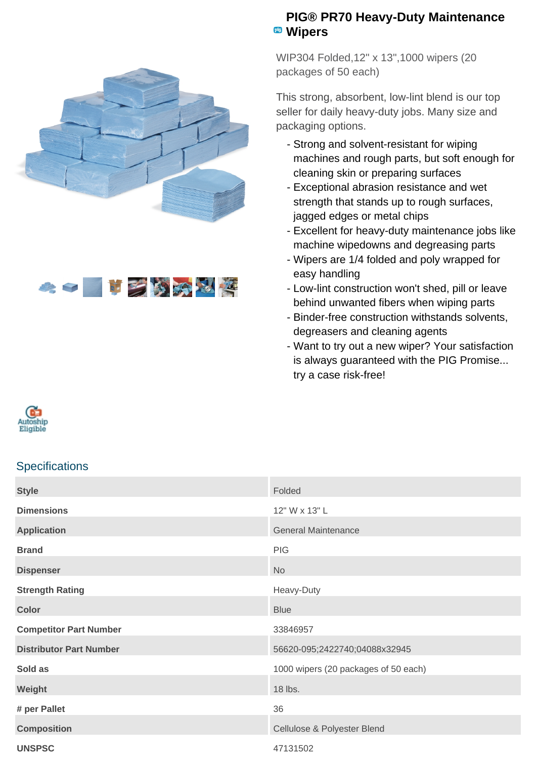# PIG® PR70 Heavy-Duty Maintenance Wipers

WIP304 Folded,12" x 13",1000 wipers (20 packages of 50 each)

This strong, absorbent, low-lint blend is our top seller for daily heavy-duty jobs. Many size and packaging options.

- Strong and solvent-resistant for wiping machines and rough parts, but soft enough for cleaning skin or preparing surfaces
- Exceptional abrasion resistance and wet strength that stands up to rough surfaces, jagged edges or metal chips
- Excellent for heavy-duty maintenance jobs like machine wipedowns and degreasing parts
- Wipers are 1/4 folded and poly wrapped for easy handling
- Low-lint construction won't shed, pill or leave behind unwanted fibers when wiping parts
- Binder-free construction withstands solvents, degreasers and cleaning agents
- Want to try out a new wiper? Your satisfaction is always guaranteed with the PIG Promise... try a case risk-free!

Autoship Eligible

## Specifications

| | |
|---|---|
| **Style** | Folded |
| **Dimensions** | 12" W x 13" L |
| **Application** | General Maintenance |
| **Brand** | PIG |
| **Dispenser** | No |
| **Strength Rating** | Heavy-Duty |
| **Color** | Blue |
| **Competitor Part Number** | 33846957 |
| **Distributor Part Number** | 56620-095;2422740;04088x32945 |
| **Sold as** | 1000 wipers (20 packages of 50 each) |
| **Weight** | 18 lbs. |
| **# per Pallet** | 36 |
| **Composition** | Cellulose & Polyester Blend |
| **UNSPSC** | 47131502 |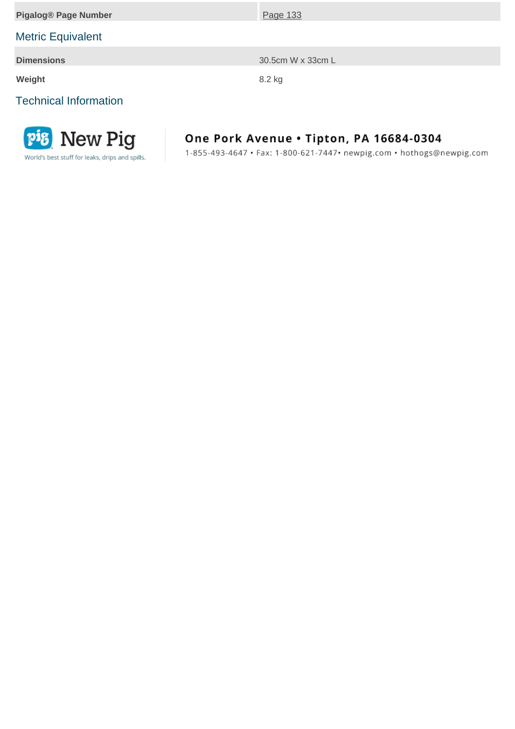| | |
|---|---|
| **Pigalog® Page Number** | Page 133 |

## Metric Equivalent

| | |
|---|---|
| **Dimensions** | 30.5cm W x 33cm L |
| **Weight** | 8.2 kg |

## Technical Information

New Pig
World's best stuff for leaks, drips and spills.

**One Pork Avenue • Tipton, PA 16684-0304**
1-855-493-4647 • Fax: 1-800-621-7447• newpig.com • hothogs@newpig.com